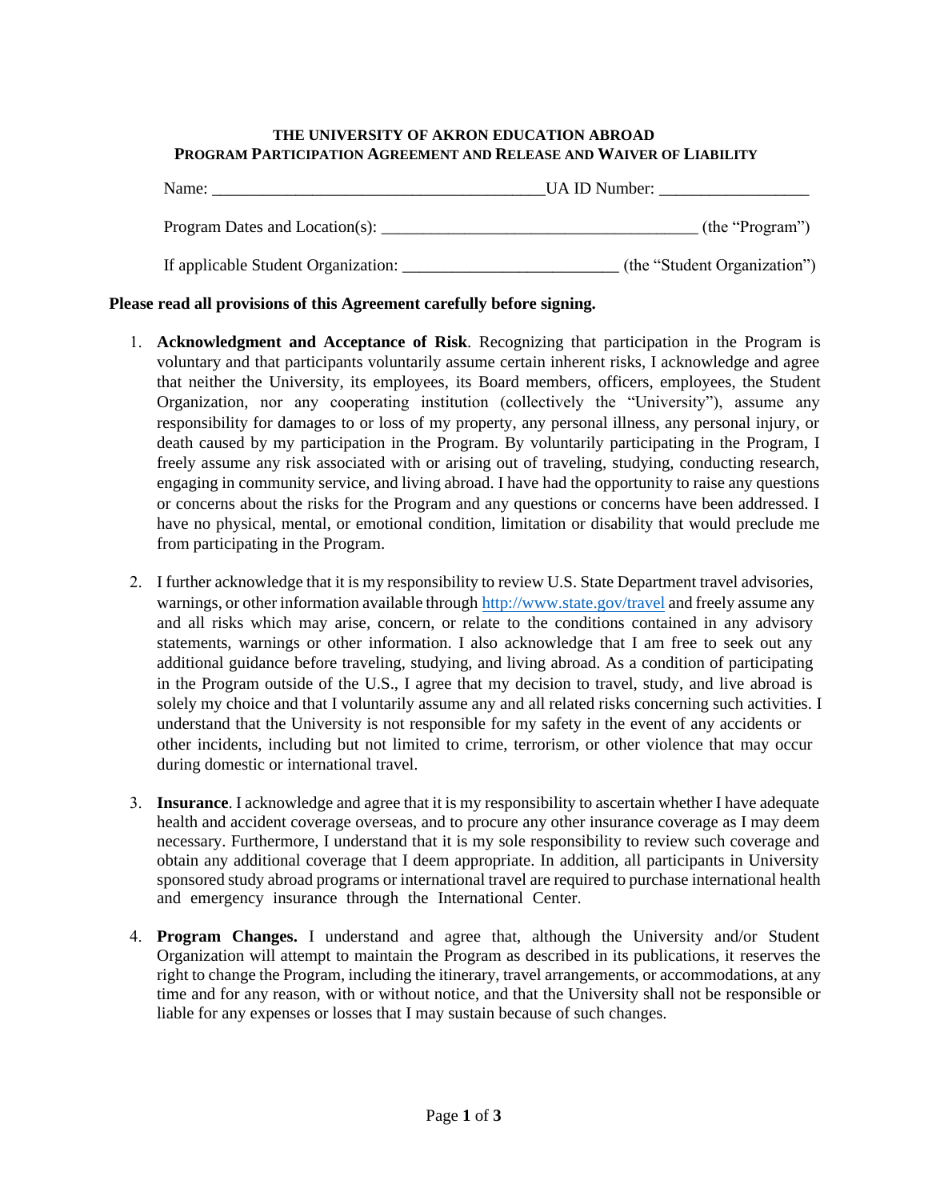**THE UNIVERSITY OF AKRON EDUCATION ABROAD**
**PROGRAM PARTICIPATION AGREEMENT AND RELEASE AND WAIVER OF LIABILITY**

Name: _______________________________________UA ID Number: _________________

Program Dates and Location(s): _____________________________________ (the "Program")

If applicable Student Organization: _________________________ (the "Student Organization")

**Please read all provisions of this Agreement carefully before signing.**

1. **Acknowledgment and Acceptance of Risk**. Recognizing that participation in the Program is voluntary and that participants voluntarily assume certain inherent risks, I acknowledge and agree that neither the University, its employees, its Board members, officers, employees, the Student Organization, nor any cooperating institution (collectively the "University"), assume any responsibility for damages to or loss of my property, any personal illness, any personal injury, or death caused by my participation in the Program. By voluntarily participating in the Program, I freely assume any risk associated with or arising out of traveling, studying, conducting research, engaging in community service, and living abroad. I have had the opportunity to raise any questions or concerns about the risks for the Program and any questions or concerns have been addressed. I have no physical, mental, or emotional condition, limitation or disability that would preclude me from participating in the Program.

2. I further acknowledge that it is my responsibility to review U.S. State Department travel advisories, warnings, or other information available through http://www.state.gov/travel and freely assume any and all risks which may arise, concern, or relate to the conditions contained in any advisory statements, warnings or other information. I also acknowledge that I am free to seek out any additional guidance before traveling, studying, and living abroad. As a condition of participating in the Program outside of the U.S., I agree that my decision to travel, study, and live abroad is solely my choice and that I voluntarily assume any and all related risks concerning such activities. I understand that the University is not responsible for my safety in the event of any accidents or other incidents, including but not limited to crime, terrorism, or other violence that may occur during domestic or international travel.

3. **Insurance**. I acknowledge and agree that it is my responsibility to ascertain whether I have adequate health and accident coverage overseas, and to procure any other insurance coverage as I may deem necessary. Furthermore, I understand that it is my sole responsibility to review such coverage and obtain any additional coverage that I deem appropriate. In addition, all participants in University sponsored study abroad programs or international travel are required to purchase international health and emergency insurance through the International Center.

4. **Program Changes.** I understand and agree that, although the University and/or Student Organization will attempt to maintain the Program as described in its publications, it reserves the right to change the Program, including the itinerary, travel arrangements, or accommodations, at any time and for any reason, with or without notice, and that the University shall not be responsible or liable for any expenses or losses that I may sustain because of such changes.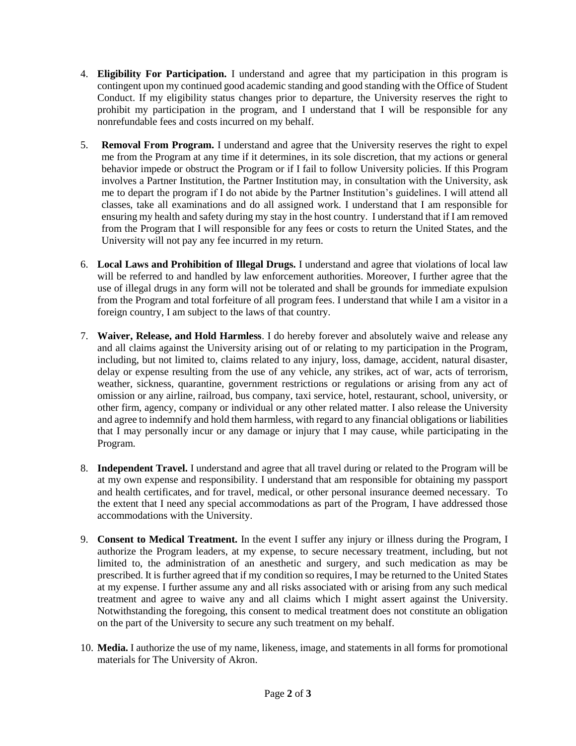4. **Eligibility For Participation.** I understand and agree that my participation in this program is contingent upon my continued good academic standing and good standing with the Office of Student Conduct. If my eligibility status changes prior to departure, the University reserves the right to prohibit my participation in the program, and I understand that I will be responsible for any nonrefundable fees and costs incurred on my behalf.

5. **Removal From Program.** I understand and agree that the University reserves the right to expel me from the Program at any time if it determines, in its sole discretion, that my actions or general behavior impede or obstruct the Program or if I fail to follow University policies. If this Program involves a Partner Institution, the Partner Institution may, in consultation with the University, ask me to depart the program if I do not abide by the Partner Institution's guidelines. I will attend all classes, take all examinations and do all assigned work. I understand that I am responsible for ensuring my health and safety during my stay in the host country. I understand that if I am removed from the Program that I will responsible for any fees or costs to return the United States, and the University will not pay any fee incurred in my return.

6. **Local Laws and Prohibition of Illegal Drugs.** I understand and agree that violations of local law will be referred to and handled by law enforcement authorities. Moreover, I further agree that the use of illegal drugs in any form will not be tolerated and shall be grounds for immediate expulsion from the Program and total forfeiture of all program fees. I understand that while I am a visitor in a foreign country, I am subject to the laws of that country.

7. **Waiver, Release, and Hold Harmless**. I do hereby forever and absolutely waive and release any and all claims against the University arising out of or relating to my participation in the Program, including, but not limited to, claims related to any injury, loss, damage, accident, natural disaster, delay or expense resulting from the use of any vehicle, any strikes, act of war, acts of terrorism, weather, sickness, quarantine, government restrictions or regulations or arising from any act of omission or any airline, railroad, bus company, taxi service, hotel, restaurant, school, university, or other firm, agency, company or individual or any other related matter. I also release the University and agree to indemnify and hold them harmless, with regard to any financial obligations or liabilities that I may personally incur or any damage or injury that I may cause, while participating in the Program.

8. **Independent Travel.** I understand and agree that all travel during or related to the Program will be at my own expense and responsibility. I understand that am responsible for obtaining my passport and health certificates, and for travel, medical, or other personal insurance deemed necessary. To the extent that I need any special accommodations as part of the Program, I have addressed those accommodations with the University.

9. **Consent to Medical Treatment.** In the event I suffer any injury or illness during the Program, I authorize the Program leaders, at my expense, to secure necessary treatment, including, but not limited to, the administration of an anesthetic and surgery, and such medication as may be prescribed. It is further agreed that if my condition so requires, I may be returned to the United States at my expense. I further assume any and all risks associated with or arising from any such medical treatment and agree to waive any and all claims which I might assert against the University. Notwithstanding the foregoing, this consent to medical treatment does not constitute an obligation on the part of the University to secure any such treatment on my behalf.

10. **Media.** I authorize the use of my name, likeness, image, and statements in all forms for promotional materials for The University of Akron.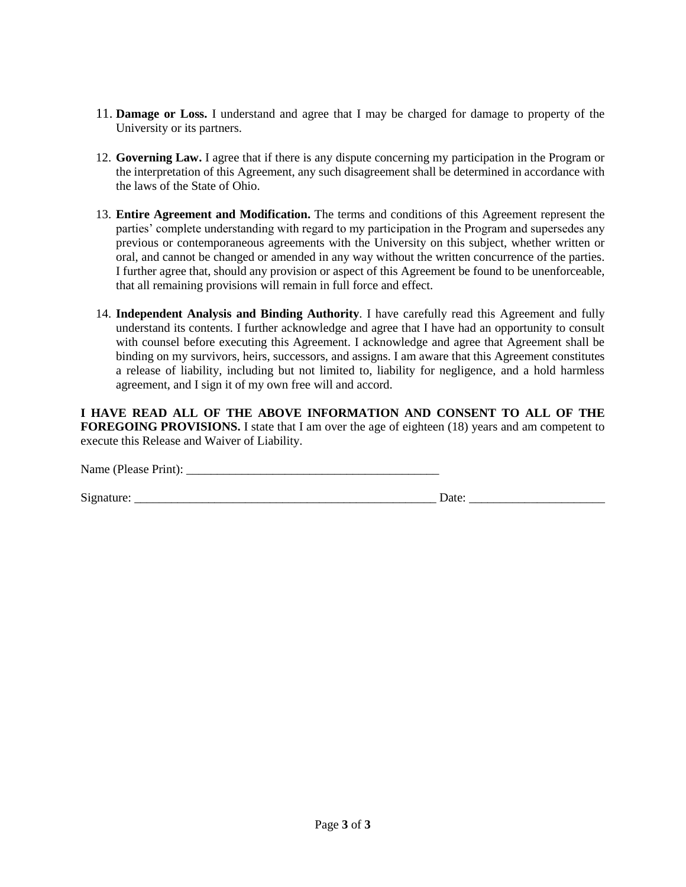11. **Damage or Loss.** I understand and agree that I may be charged for damage to property of the University or its partners.

12. **Governing Law.** I agree that if there is any dispute concerning my participation in the Program or the interpretation of this Agreement, any such disagreement shall be determined in accordance with the laws of the State of Ohio.

13. **Entire Agreement and Modification.** The terms and conditions of this Agreement represent the parties' complete understanding with regard to my participation in the Program and supersedes any previous or contemporaneous agreements with the University on this subject, whether written or oral, and cannot be changed or amended in any way without the written concurrence of the parties. I further agree that, should any provision or aspect of this Agreement be found to be unenforceable, that all remaining provisions will remain in full force and effect.

14. **Independent Analysis and Binding Authority**. I have carefully read this Agreement and fully understand its contents. I further acknowledge and agree that I have had an opportunity to consult with counsel before executing this Agreement. I acknowledge and agree that Agreement shall be binding on my survivors, heirs, successors, and assigns. I am aware that this Agreement constitutes a release of liability, including but not limited to, liability for negligence, and a hold harmless agreement, and I sign it of my own free will and accord.

**I HAVE READ ALL OF THE ABOVE INFORMATION AND CONSENT TO ALL OF THE FOREGOING PROVISIONS.** I state that I am over the age of eighteen (18) years and am competent to execute this Release and Waiver of Liability.

Name (Please Print): ___________________________________________

Signature: ____________________________________________________ Date: ______________________